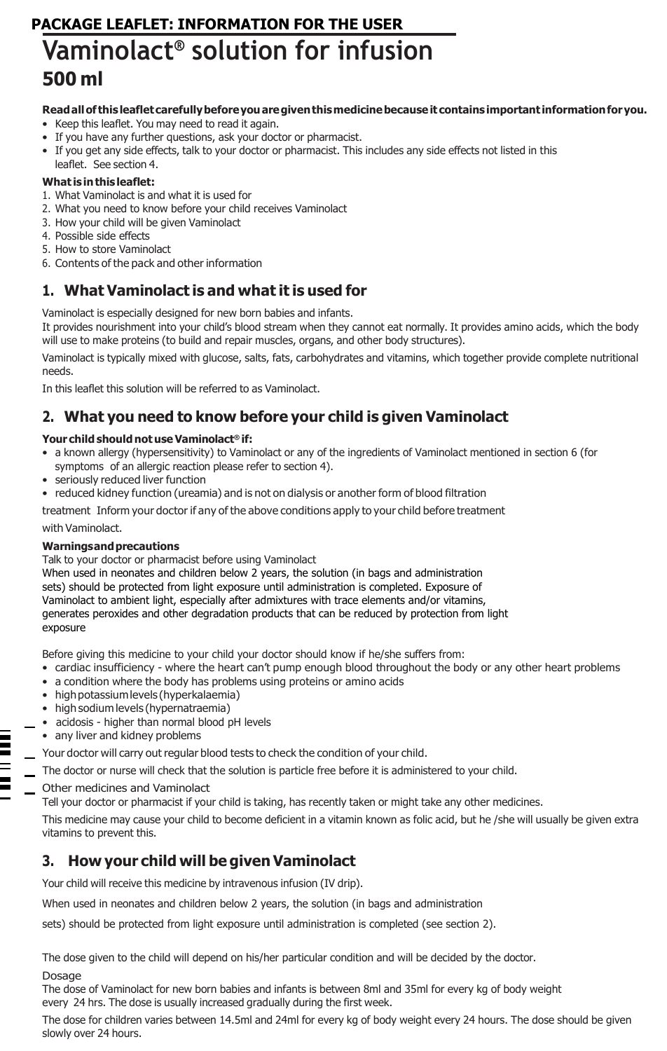**PACKAGE LEAFLET: INFORMATION FOR THE USER**

# Vaminolact® solution for infusion

## 500 ml

**Read all of this leaflet carefully before you are given this medicine because it contains important information for you.**

- Keep this leaflet. You may need to read it again.
- If you have any further questions, ask your doctor or pharmacist.
- If you get any side effects, talk to your doctor or pharmacist. This includes any side effects not listed in this leaflet. See section 4.

**What is in this leaflet:**

1. What Vaminolact is and what it is used for
2. What you need to know before your child receives Vaminolact
3. How your child will be given Vaminolact
4. Possible side effects
5. How to store Vaminolact
6. Contents of the pack and other information

## 1. What Vaminolact is and what it is used for

Vaminolact is especially designed for new born babies and infants.
It provides nourishment into your child's blood stream when they cannot eat normally. It provides amino acids, which the body will use to make proteins (to build and repair muscles, organs, and other body structures).

Vaminolact is typically mixed with glucose, salts, fats, carbohydrates and vitamins, which together provide complete nutritional needs.

In this leaflet this solution will be referred to as Vaminolact.

## 2. What you need to know before your child is given Vaminolact

**Your child should not use Vaminolact® if:**

- a known allergy (hypersensitivity) to Vaminolact or any of the ingredients of Vaminolact mentioned in section 6 (for symptoms of an allergic reaction please refer to section 4).
- seriously reduced liver function
- reduced kidney function (ureamia) and is not on dialysis or another form of blood filtration

treatment Inform your doctor if any of the above conditions apply to your child before treatment with Vaminolact.

**Warnings and precautions**

Talk to your doctor or pharmacist before using Vaminolact
When used in neonates and children below 2 years, the solution (in bags and administration sets) should be protected from light exposure until administration is completed. Exposure of Vaminolact to ambient light, especially after admixtures with trace elements and/or vitamins, generates peroxides and other degradation products that can be reduced by protection from light exposure

Before giving this medicine to your child your doctor should know if he/she suffers from:

- cardiac insufficiency - where the heart can't pump enough blood throughout the body or any other heart problems
- a condition where the body has problems using proteins or amino acids
- high potassium levels (hyperkalaemia)
- high sodium levels (hypernatraemia)
- acidosis - higher than normal blood pH levels
- any liver and kidney problems

Your doctor will carry out regular blood tests to check the condition of your child.

The doctor or nurse will check that the solution is particle free before it is administered to your child.

Other medicines and Vaminolact
Tell your doctor or pharmacist if your child is taking, has recently taken or might take any other medicines.

This medicine may cause your child to become deficient in a vitamin known as folic acid, but he /she will usually be given extra vitamins to prevent this.

## 3. How your child will be given Vaminolact

Your child will receive this medicine by intravenous infusion (IV drip).

When used in neonates and children below 2 years, the solution (in bags and administration sets) should be protected from light exposure until administration is completed (see section 2).

The dose given to the child will depend on his/her particular condition and will be decided by the doctor.

Dosage
The dose of Vaminolact for new born babies and infants is between 8ml and 35ml for every kg of body weight every 24 hrs. The dose is usually increased gradually during the first week.

The dose for children varies between 14.5ml and 24ml for every kg of body weight every 24 hours. The dose should be given slowly over 24 hours.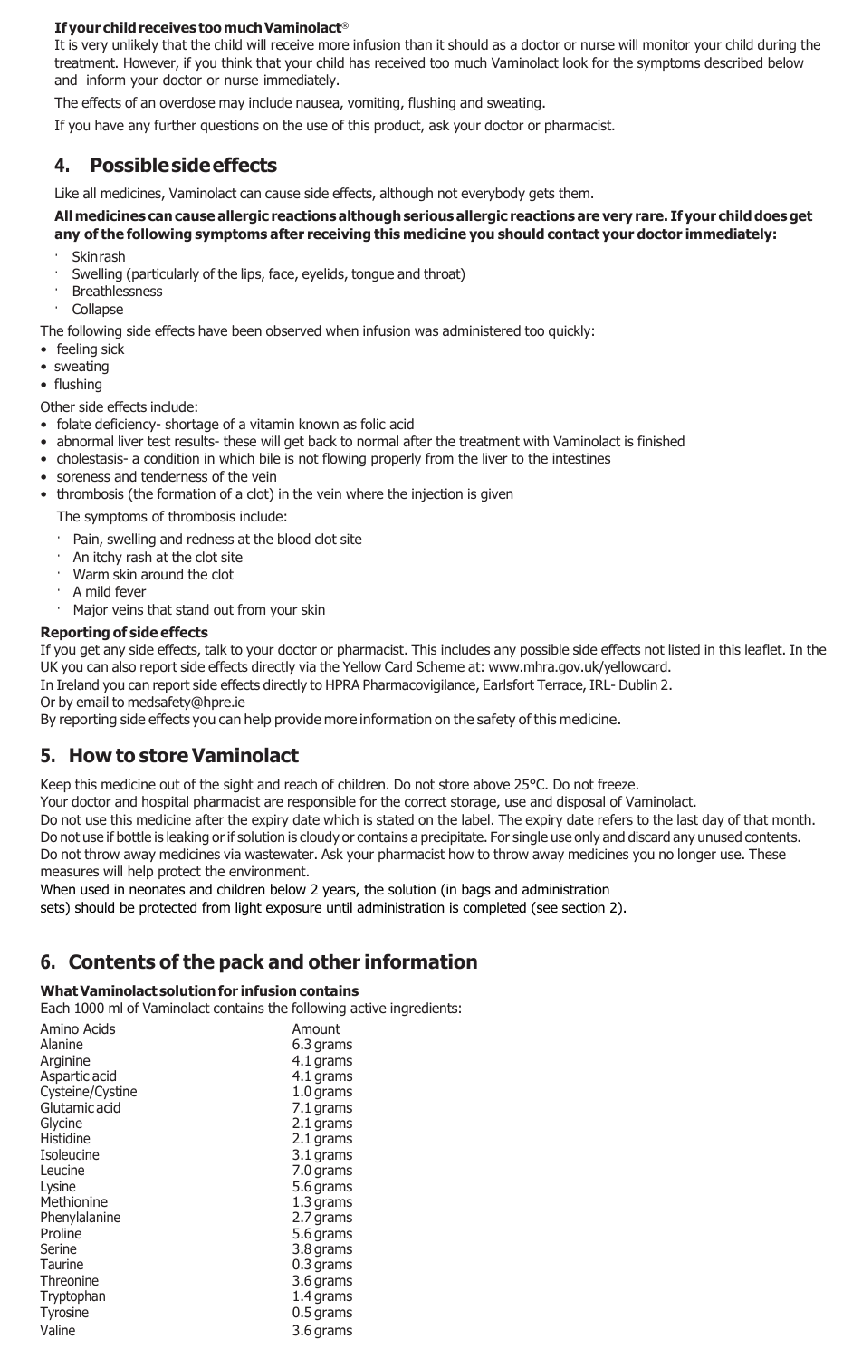**If your child receives too much Vaminolact®**

It is very unlikely that the child will receive more infusion than it should as a doctor or nurse will monitor your child during the treatment. However, if you think that your child has received too much Vaminolact look for the symptoms described below and inform your doctor or nurse immediately.

The effects of an overdose may include nausea, vomiting, flushing and sweating.

If you have any further questions on the use of this product, ask your doctor or pharmacist.

## 4. Possible side effects

Like all medicines, Vaminolact can cause side effects, although not everybody gets them.

**All medicines can cause allergic reactions although serious allergic reactions are very rare. If your child does get any of the following symptoms after receiving this medicine you should contact your doctor immediately:**

- Skin rash
- Swelling (particularly of the lips, face, eyelids, tongue and throat)
- Breathlessness
- Collapse

The following side effects have been observed when infusion was administered too quickly:

- feeling sick
- sweating
- flushing

Other side effects include:

- folate deficiency- shortage of a vitamin known as folic acid
- abnormal liver test results- these will get back to normal after the treatment with Vaminolact is finished
- cholestasis- a condition in which bile is not flowing properly from the liver to the intestines
- soreness and tenderness of the vein
- thrombosis (the formation of a clot) in the vein where the injection is given

The symptoms of thrombosis include:

- Pain, swelling and redness at the blood clot site
- An itchy rash at the clot site
- Warm skin around the clot
- A mild fever
- Major veins that stand out from your skin

**Reporting of side effects**

If you get any side effects, talk to your doctor or pharmacist. This includes any possible side effects not listed in this leaflet. In the UK you can also report side effects directly via the Yellow Card Scheme at: www.mhra.gov.uk/yellowcard.
In Ireland you can report side effects directly to HPRA Pharmacovigilance, Earlsfort Terrace, IRL- Dublin 2.
Or by email to medsafety@hpre.ie
By reporting side effects you can help provide more information on the safety of this medicine.

## 5. How to store Vaminolact

Keep this medicine out of the sight and reach of children. Do not store above 25°C. Do not freeze.
Your doctor and hospital pharmacist are responsible for the correct storage, use and disposal of Vaminolact.
Do not use this medicine after the expiry date which is stated on the label. The expiry date refers to the last day of that month.
Do not use if bottle is leaking or if solution is cloudy or contains a precipitate. For single use only and discard any unused contents.
Do not throw away medicines via wastewater. Ask your pharmacist how to throw away medicines you no longer use. These measures will help protect the environment.
When used in neonates and children below 2 years, the solution (in bags and administration sets) should be protected from light exposure until administration is completed (see section 2).

## 6. Contents of the pack and other information

**What Vaminolact solution for infusion contains**

Each 1000 ml of Vaminolact contains the following active ingredients:

| Amino Acids | Amount |
|---|---|
| Alanine | 6.3 grams |
| Arginine | 4.1 grams |
| Aspartic acid | 4.1 grams |
| Cysteine/Cystine | 1.0 grams |
| Glutamic acid | 7.1 grams |
| Glycine | 2.1 grams |
| Histidine | 2.1 grams |
| Isoleucine | 3.1 grams |
| Leucine | 7.0 grams |
| Lysine | 5.6 grams |
| Methionine | 1.3 grams |
| Phenylalanine | 2.7 grams |
| Proline | 5.6 grams |
| Serine | 3.8 grams |
| Taurine | 0.3 grams |
| Threonine | 3.6 grams |
| Tryptophan | 1.4 grams |
| Tyrosine | 0.5 grams |
| Valine | 3.6 grams |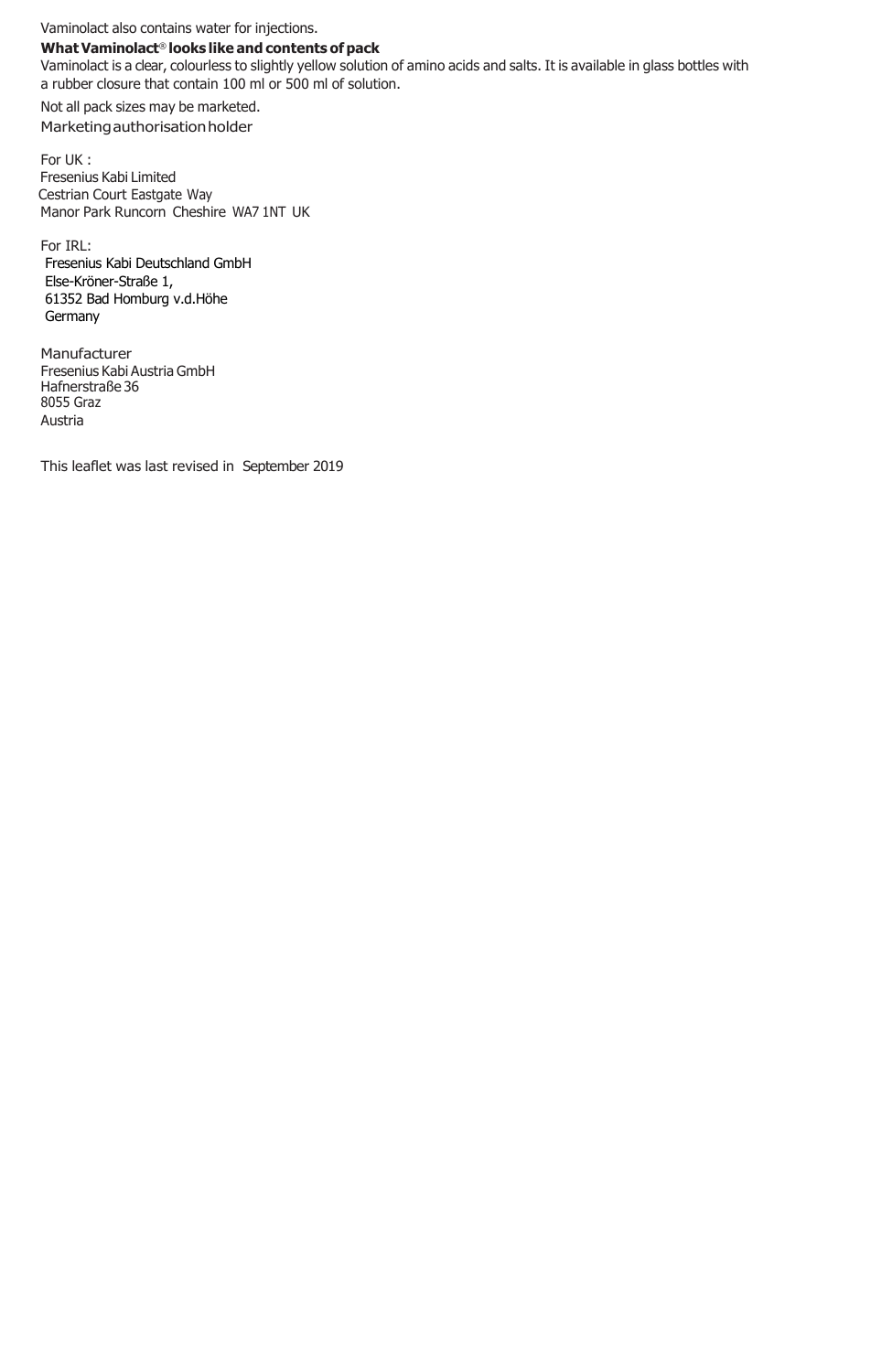Vaminolact also contains water for injections.

**What Vaminolact® looks like and contents of pack**

Vaminolact is a clear, colourless to slightly yellow solution of amino acids and salts. It is available in glass bottles with a rubber closure that contain 100 ml or 500 ml of solution.

Not all pack sizes may be marketed.

Marketing authorisation holder

For UK :
Fresenius Kabi Limited
Cestrian Court Eastgate Way
Manor Park Runcorn Cheshire WA7 1NT UK

For IRL:
Fresenius Kabi Deutschland GmbH
Else-Kröner-Straße 1,
61352 Bad Homburg v.d.Höhe
Germany

Manufacturer
Fresenius Kabi Austria GmbH
Hafnerstraße 36
8055 Graz
Austria

This leaflet was last revised in September 2019